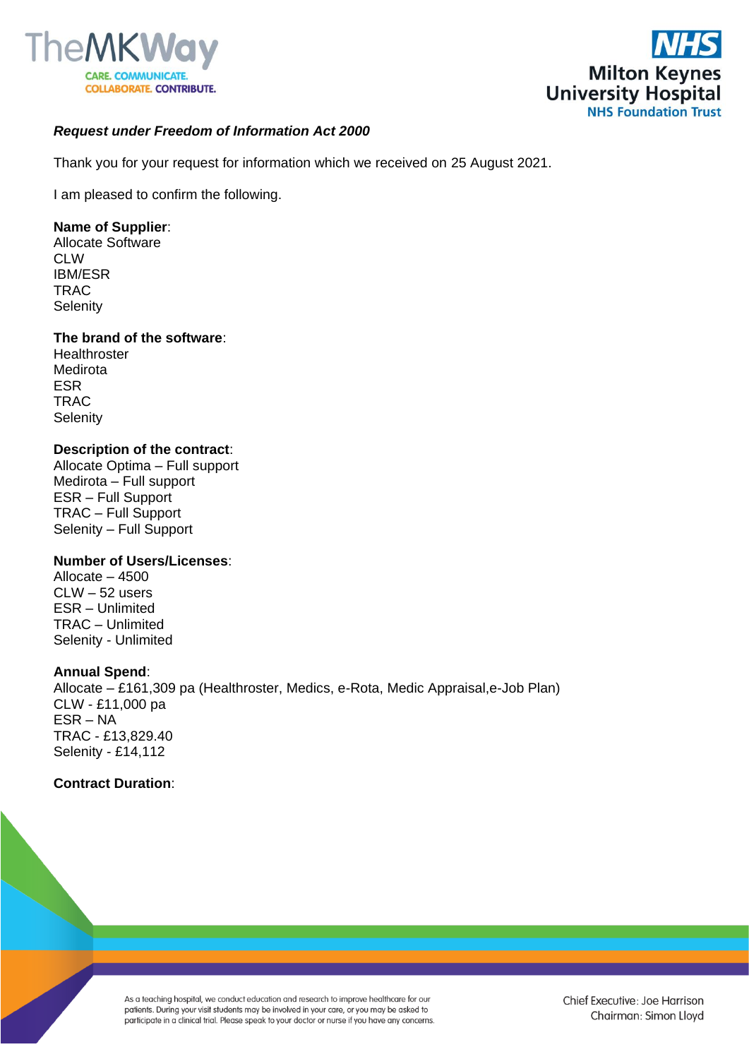***Request under Freedom of Information Act 2000***

Thank you for your request for information which we received on 25 August 2021.

I am pleased to confirm the following.

**Name of Supplier**:
Allocate Software
CLW
IBM/ESR
TRAC
Selenity

**The brand of the software**:
Healthroster
Medirota
ESR
TRAC
Selenity

**Description of the contract**:
Allocate Optima – Full support
Medirota – Full support
ESR – Full Support
TRAC – Full Support
Selenity – Full Support

**Number of Users/Licenses**:
Allocate – 4500
CLW – 52 users
ESR – Unlimited
TRAC – Unlimited
Selenity - Unlimited

**Annual Spend**:
Allocate – £161,309 pa (Healthroster, Medics, e-Rota, Medic Appraisal,e-Job Plan)
CLW - £11,000 pa
ESR – NA
TRAC - £13,829.40
Selenity - £14,112

**Contract Duration**: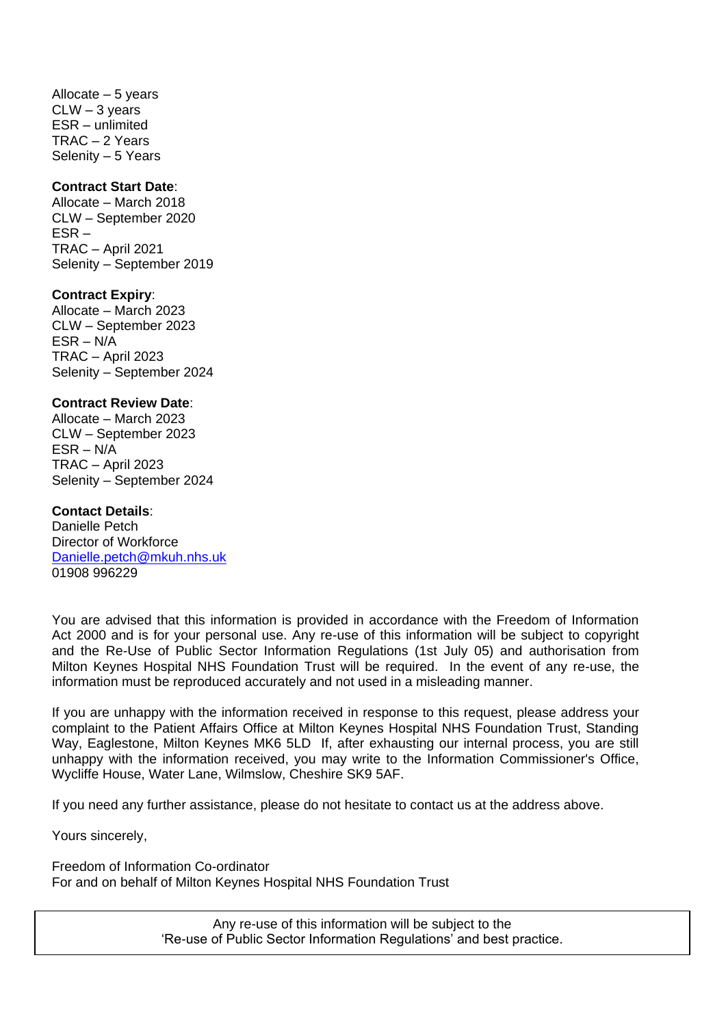Allocate – 5 years
CLW – 3 years
ESR – unlimited
TRAC – 2 Years
Selenity – 5 Years

**Contract Start Date**:
Allocate – March 2018
CLW – September 2020
ESR –
TRAC – April 2021
Selenity – September 2019

**Contract Expiry**:
Allocate – March 2023
CLW – September 2023
ESR – N/A
TRAC – April 2023
Selenity – September 2024

**Contract Review Date**:
Allocate – March 2023
CLW – September 2023
ESR – N/A
TRAC – April 2023
Selenity – September 2024

**Contact Details**:
Danielle Petch
Director of Workforce
Danielle.petch@mkuh.nhs.uk
01908 996229

You are advised that this information is provided in accordance with the Freedom of Information Act 2000 and is for your personal use. Any re-use of this information will be subject to copyright and the Re-Use of Public Sector Information Regulations (1st July 05) and authorisation from Milton Keynes Hospital NHS Foundation Trust will be required. In the event of any re-use, the information must be reproduced accurately and not used in a misleading manner.

If you are unhappy with the information received in response to this request, please address your complaint to the Patient Affairs Office at Milton Keynes Hospital NHS Foundation Trust, Standing Way, Eaglestone, Milton Keynes MK6 5LD If, after exhausting our internal process, you are still unhappy with the information received, you may write to the Information Commissioner's Office, Wycliffe House, Water Lane, Wilmslow, Cheshire SK9 5AF.

If you need any further assistance, please do not hesitate to contact us at the address above.

Yours sincerely,

Freedom of Information Co-ordinator
For and on behalf of Milton Keynes Hospital NHS Foundation Trust

Any re-use of this information will be subject to the
'Re-use of Public Sector Information Regulations' and best practice.